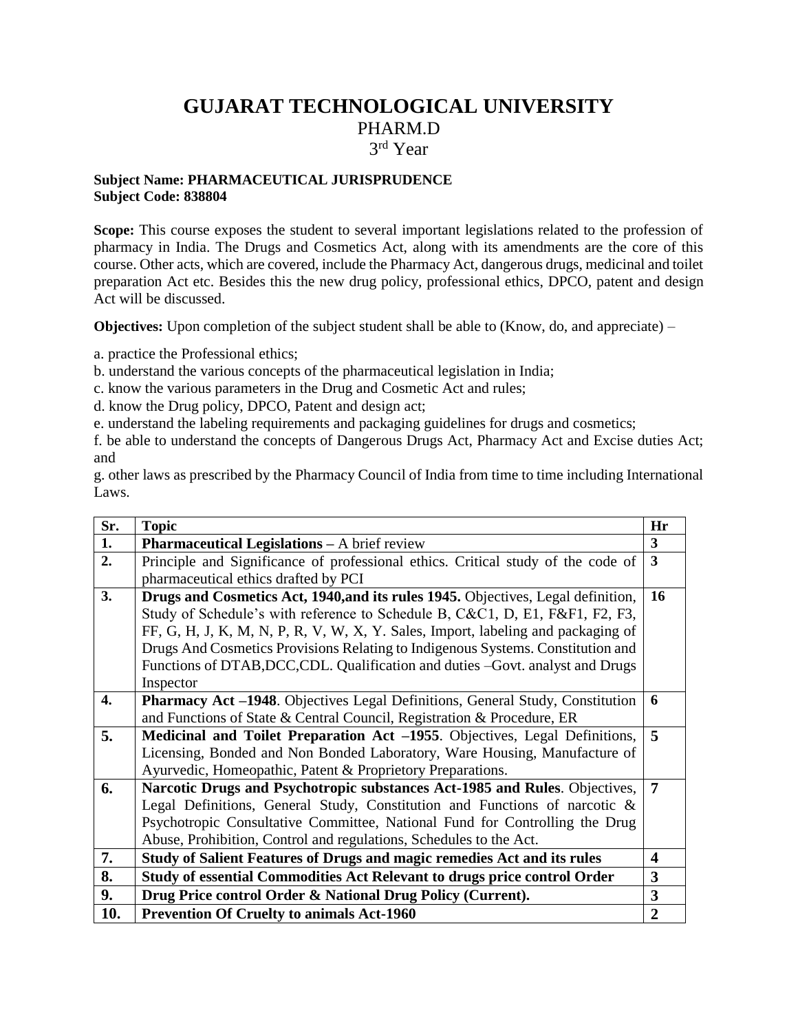# GUJARAT TECHNOLOGICAL UNIVERSITY

## PHARM.D

## 3rd Year

**Subject Name: PHARMACEUTICAL JURISPRUDENCE**
**Subject Code: 838804**

**Scope:** This course exposes the student to several important legislations related to the profession of pharmacy in India. The Drugs and Cosmetics Act, along with its amendments are the core of this course. Other acts, which are covered, include the Pharmacy Act, dangerous drugs, medicinal and toilet preparation Act etc. Besides this the new drug policy, professional ethics, DPCO, patent and design Act will be discussed.

**Objectives:** Upon completion of the subject student shall be able to (Know, do, and appreciate) –

a. practice the Professional ethics;
b. understand the various concepts of the pharmaceutical legislation in India;
c. know the various parameters in the Drug and Cosmetic Act and rules;
d. know the Drug policy, DPCO, Patent and design act;
e. understand the labeling requirements and packaging guidelines for drugs and cosmetics;
f. be able to understand the concepts of Dangerous Drugs Act, Pharmacy Act and Excise duties Act; and
g. other laws as prescribed by the Pharmacy Council of India from time to time including International Laws.

| Sr. | Topic | Hr |
|---|---|---|
| **1.** | **Pharmaceutical Legislations –** A brief review | **3** |
| **2.** | Principle and Significance of professional ethics. Critical study of the code of pharmaceutical ethics drafted by PCI | **3** |
| **3.** | **Drugs and Cosmetics Act, 1940,and its rules 1945.** Objectives, Legal definition, Study of Schedule's with reference to Schedule B, C&C1, D, E1, F&F1, F2, F3, FF, G, H, J, K, M, N, P, R, V, W, X, Y. Sales, Import, labeling and packaging of Drugs And Cosmetics Provisions Relating to Indigenous Systems. Constitution and Functions of DTAB,DCC,CDL. Qualification and duties –Govt. analyst and Drugs Inspector | **16** |
| **4.** | **Pharmacy Act –1948**. Objectives Legal Definitions, General Study, Constitution and Functions of State & Central Council, Registration & Procedure, ER | **6** |
| **5.** | **Medicinal and Toilet Preparation Act –1955**. Objectives, Legal Definitions, Licensing, Bonded and Non Bonded Laboratory, Ware Housing, Manufacture of Ayurvedic, Homeopathic, Patent & Proprietory Preparations. | **5** |
| **6.** | **Narcotic Drugs and Psychotropic substances Act-1985 and Rules**. Objectives, Legal Definitions, General Study, Constitution and Functions of narcotic & Psychotropic Consultative Committee, National Fund for Controlling the Drug Abuse, Prohibition, Control and regulations, Schedules to the Act. | **7** |
| **7.** | **Study of Salient Features of Drugs and magic remedies Act and its rules** | **4** |
| **8.** | **Study of essential Commodities Act Relevant to drugs price control Order** | **3** |
| **9.** | **Drug Price control Order & National Drug Policy (Current).** | **3** |
| **10.** | **Prevention Of Cruelty to animals Act-1960** | **2** |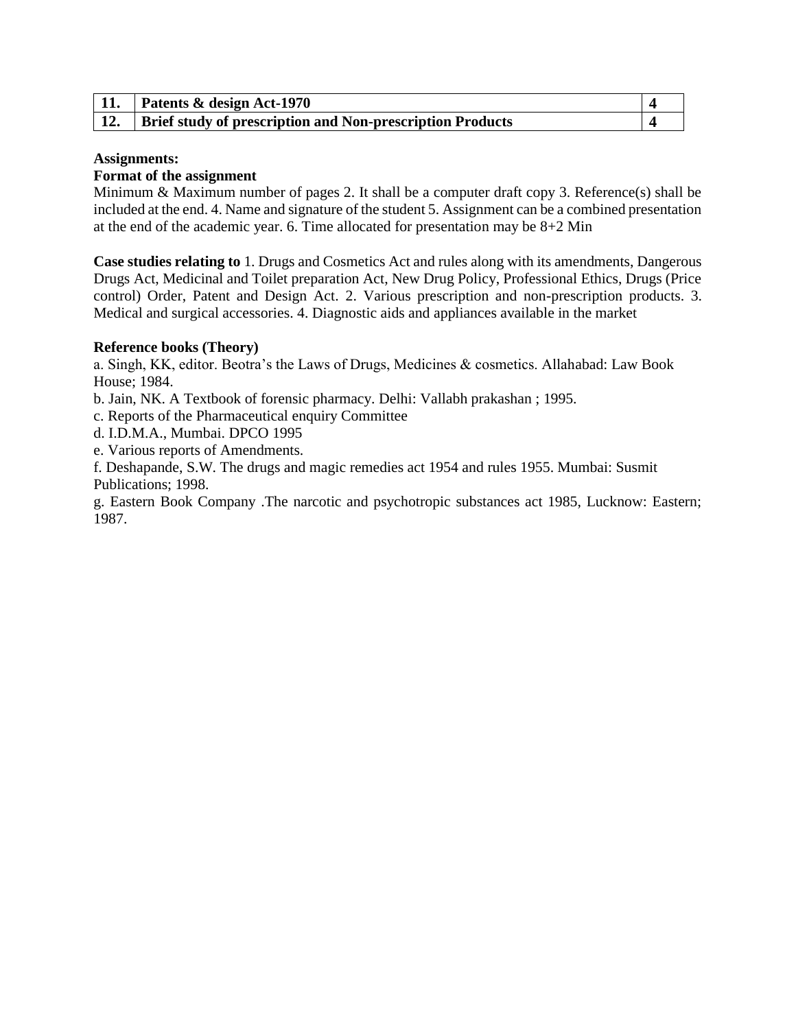| | | |
|---|---|---|
| **11.** | **Patents & design Act-1970** | **4** |
| **12.** | **Brief study of prescription and Non-prescription Products** | **4** |

**Assignments:**

**Format of the assignment**

Minimum & Maximum number of pages 2. It shall be a computer draft copy 3. Reference(s) shall be included at the end. 4. Name and signature of the student 5. Assignment can be a combined presentation at the end of the academic year. 6. Time allocated for presentation may be 8+2 Min

**Case studies relating to** 1. Drugs and Cosmetics Act and rules along with its amendments, Dangerous Drugs Act, Medicinal and Toilet preparation Act, New Drug Policy, Professional Ethics, Drugs (Price control) Order, Patent and Design Act. 2. Various prescription and non-prescription products. 3. Medical and surgical accessories. 4. Diagnostic aids and appliances available in the market

**Reference books (Theory)**

a. Singh, KK, editor. Beotra's the Laws of Drugs, Medicines & cosmetics. Allahabad: Law Book House; 1984.

b. Jain, NK. A Textbook of forensic pharmacy. Delhi: Vallabh prakashan ; 1995.

c. Reports of the Pharmaceutical enquiry Committee

d. I.D.M.A., Mumbai. DPCO 1995

e. Various reports of Amendments.

f. Deshapande, S.W. The drugs and magic remedies act 1954 and rules 1955. Mumbai: Susmit Publications; 1998.

g. Eastern Book Company .The narcotic and psychotropic substances act 1985, Lucknow: Eastern; 1987.